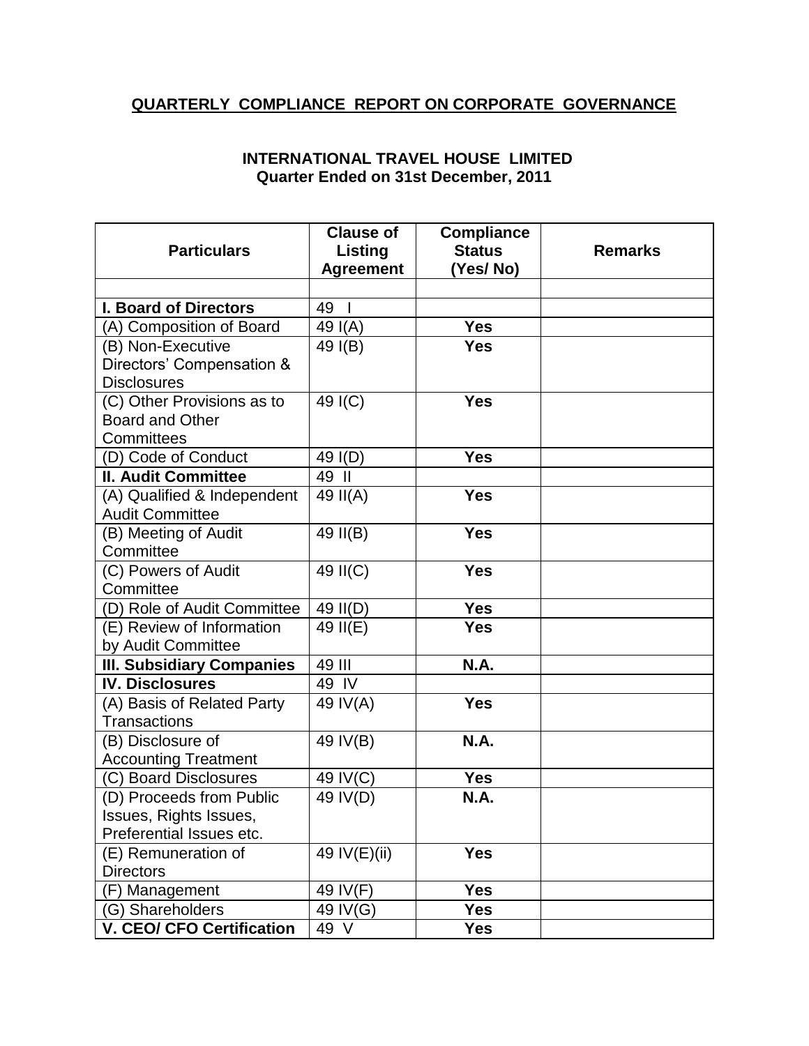## QUARTERLY COMPLIANCE REPORT ON CORPORATE GOVERNANCE

### INTERNATIONAL TRAVEL HOUSE LIMITED
### Quarter Ended on 31st December, 2011

| Particulars | Clause of Listing Agreement | Compliance Status (Yes/ No) | Remarks |
|---|---|---|---|
| | | | |
| **I. Board of Directors** | 49 I | | |
| (A) Composition of Board | 49 I(A) | **Yes** | |
| (B) Non-Executive Directors' Compensation & Disclosures | 49 I(B) | **Yes** | |
| (C) Other Provisions as to Board and Other Committees | 49 I(C) | **Yes** | |
| (D) Code of Conduct | 49 I(D) | **Yes** | |
| **II. Audit Committee** | 49 II | | |
| (A) Qualified & Independent Audit Committee | 49 II(A) | **Yes** | |
| (B) Meeting of Audit Committee | 49 II(B) | **Yes** | |
| (C) Powers of Audit Committee | 49 II(C) | **Yes** | |
| (D) Role of Audit Committee | 49 II(D) | **Yes** | |
| (E) Review of Information by Audit Committee | 49 II(E) | **Yes** | |
| **III. Subsidiary Companies** | 49 III | **N.A.** | |
| **IV. Disclosures** | 49 IV | | |
| (A) Basis of Related Party Transactions | 49 IV(A) | **Yes** | |
| (B) Disclosure of Accounting Treatment | 49 IV(B) | **N.A.** | |
| (C) Board Disclosures | 49 IV(C) | **Yes** | |
| (D) Proceeds from Public Issues, Rights Issues, Preferential Issues etc. | 49 IV(D) | **N.A.** | |
| (E) Remuneration of Directors | 49 IV(E)(ii) | **Yes** | |
| (F) Management | 49 IV(F) | **Yes** | |
| (G) Shareholders | 49 IV(G) | **Yes** | |
| **V. CEO/ CFO Certification** | 49 V | **Yes** | |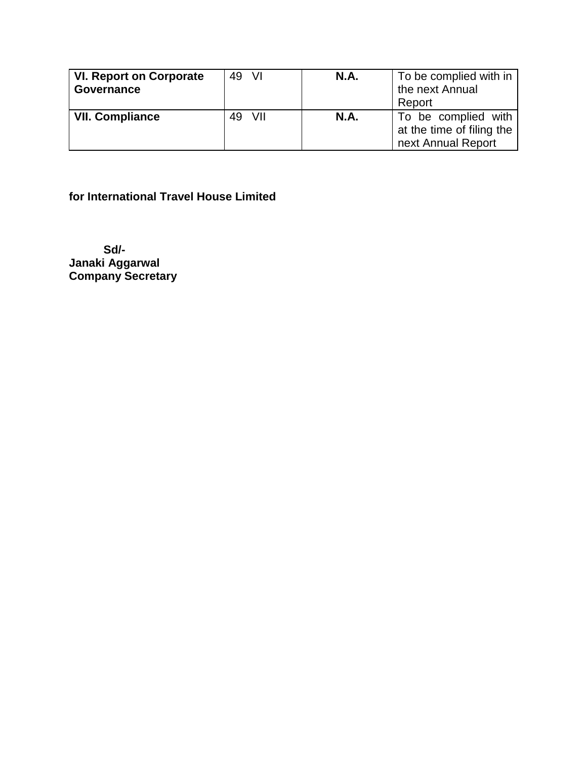| | | | |
|---|---|---|---|
| **VI. Report on Corporate Governance** | 49 VI | **N.A.** | To be complied with in the next Annual Report |
| **VII. Compliance** | 49 VII | **N.A.** | To be complied with at the time of filing the next Annual Report |

**for International Travel House Limited**

**Sd/-**
**Janaki Aggarwal**
**Company Secretary**